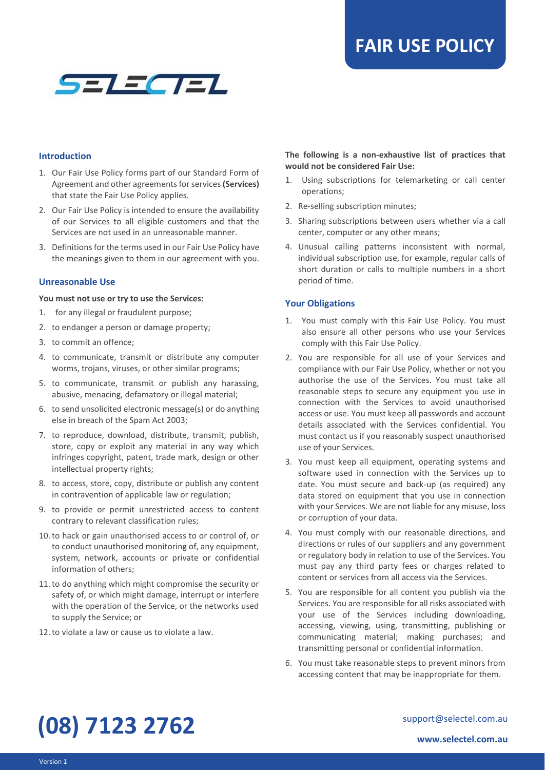# FAIR USE POLICY

SELECTEL

## Introduction

1. Our Fair Use Policy forms part of our Standard Form of Agreement and other agreements for services **(Services)** that state the Fair Use Policy applies.
2. Our Fair Use Policy is intended to ensure the availability of our Services to all eligible customers and that the Services are not used in an unreasonable manner.
3. Definitions for the terms used in our Fair Use Policy have the meanings given to them in our agreement with you.

## Unreasonable Use

**You must not use or try to use the Services:**

1. for any illegal or fraudulent purpose;
2. to endanger a person or damage property;
3. to commit an offence;
4. to communicate, transmit or distribute any computer worms, trojans, viruses, or other similar programs;
5. to communicate, transmit or publish any harassing, abusive, menacing, defamatory or illegal material;
6. to send unsolicited electronic message(s) or do anything else in breach of the Spam Act 2003;
7. to reproduce, download, distribute, transmit, publish, store, copy or exploit any material in any way which infringes copyright, patent, trade mark, design or other intellectual property rights;
8. to access, store, copy, distribute or publish any content in contravention of applicable law or regulation;
9. to provide or permit unrestricted access to content contrary to relevant classification rules;
10. to hack or gain unauthorised access to or control of, or to conduct unauthorised monitoring of, any equipment, system, network, accounts or private or confidential information of others;
11. to do anything which might compromise the security or safety of, or which might damage, interrupt or interfere with the operation of the Service, or the networks used to supply the Service; or
12. to violate a law or cause us to violate a law.

**The following is a non-exhaustive list of practices that would not be considered Fair Use:**

1. Using subscriptions for telemarketing or call center operations;
2. Re-selling subscription minutes;
3. Sharing subscriptions between users whether via a call center, computer or any other means;
4. Unusual calling patterns inconsistent with normal, individual subscription use, for example, regular calls of short duration or calls to multiple numbers in a short period of time.

## Your Obligations

1. You must comply with this Fair Use Policy. You must also ensure all other persons who use your Services comply with this Fair Use Policy.
2. You are responsible for all use of your Services and compliance with our Fair Use Policy, whether or not you authorise the use of the Services. You must take all reasonable steps to secure any equipment you use in connection with the Services to avoid unauthorised access or use. You must keep all passwords and account details associated with the Services confidential. You must contact us if you reasonably suspect unauthorised use of your Services.
3. You must keep all equipment, operating systems and software used in connection with the Services up to date. You must secure and back-up (as required) any data stored on equipment that you use in connection with your Services. We are not liable for any misuse, loss or corruption of your data.
4. You must comply with our reasonable directions, and directions or rules of our suppliers and any government or regulatory body in relation to use of the Services. You must pay any third party fees or charges related to content or services from all access via the Services.
5. You are responsible for all content you publish via the Services. You are responsible for all risks associated with your use of the Services including downloading, accessing, viewing, using, transmitting, publishing or communicating material; making purchases; and transmitting personal or confidential information.
6. You must take reasonable steps to prevent minors from accessing content that may be inappropriate for them.

**(08) 7123 2762**

support@selectel.com.au

**www.selectel.com.au**

Version 1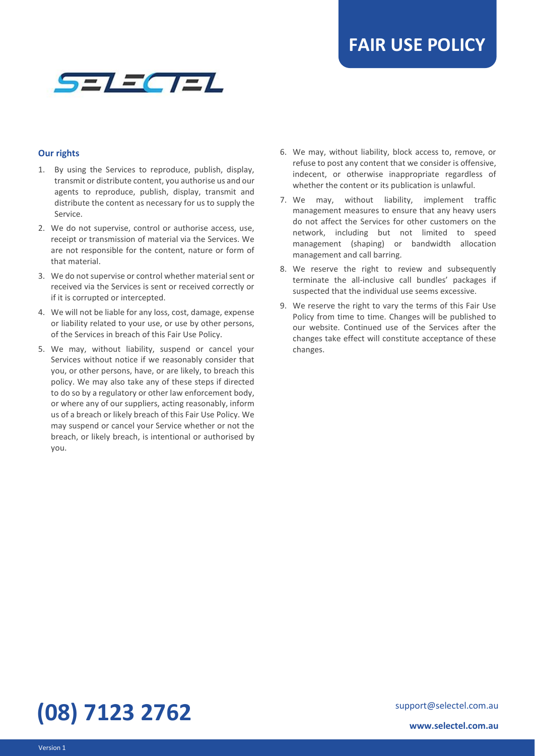## Our rights

1. By using the Services to reproduce, publish, display, transmit or distribute content, you authorise us and our agents to reproduce, publish, display, transmit and distribute the content as necessary for us to supply the Service.
2. We do not supervise, control or authorise access, use, receipt or transmission of material via the Services. We are not responsible for the content, nature or form of that material.
3. We do not supervise or control whether material sent or received via the Services is sent or received correctly or if it is corrupted or intercepted.
4. We will not be liable for any loss, cost, damage, expense or liability related to your use, or use by other persons, of the Services in breach of this Fair Use Policy.
5. We may, without liability, suspend or cancel your Services without notice if we reasonably consider that you, or other persons, have, or are likely, to breach this policy. We may also take any of these steps if directed to do so by a regulatory or other law enforcement body, or where any of our suppliers, acting reasonably, inform us of a breach or likely breach of this Fair Use Policy. We may suspend or cancel your Service whether or not the breach, or likely breach, is intentional or authorised by you.
6. We may, without liability, block access to, remove, or refuse to post any content that we consider is offensive, indecent, or otherwise inappropriate regardless of whether the content or its publication is unlawful.
7. We may, without liability, implement traffic management measures to ensure that any heavy users do not affect the Services for other customers on the network, including but not limited to speed management (shaping) or bandwidth allocation management and call barring.
8. We reserve the right to review and subsequently terminate the all-inclusive call bundles' packages if suspected that the individual use seems excessive.
9. We reserve the right to vary the terms of this Fair Use Policy from time to time. Changes will be published to our website. Continued use of the Services after the changes take effect will constitute acceptance of these changes.

**(08) 7123 2762**

support@selectel.com.au

**www.selectel.com.au**